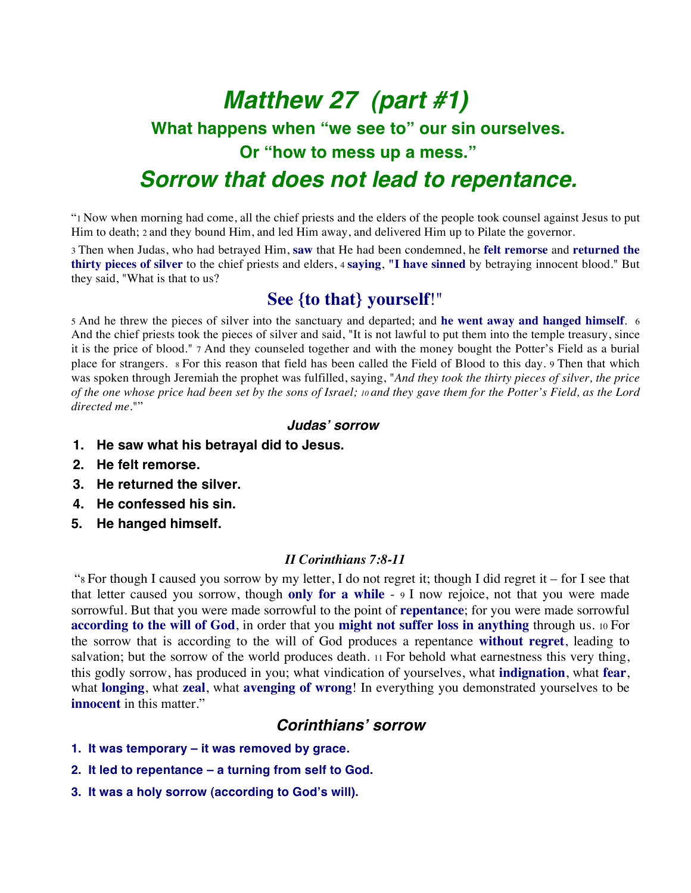# *Matthew 27 (part #1)*

## What happens when "we see to" our sin ourselves.

## Or "how to mess up a mess."

# *Sorrow that does not lead to repentance.*

"1 Now when morning had come, all the chief priests and the elders of the people took counsel against Jesus to put Him to death; 2 and they bound Him, and led Him away, and delivered Him up to Pilate the governor.

3 Then when Judas, who had betrayed Him, **saw** that He had been condemned, he **felt remorse** and **returned the thirty pieces of silver** to the chief priests and elders, 4 **saying**, "**I have sinned** by betraying innocent blood." But they said, "What is that to us?

## See {to that} yourself!"

5 And he threw the pieces of silver into the sanctuary and departed; and **he went away and hanged himself**. 6 And the chief priests took the pieces of silver and said, "It is not lawful to put them into the temple treasury, since it is the price of blood." 7 And they counseled together and with the money bought the Potter's Field as a burial place for strangers. 8 For this reason that field has been called the Field of Blood to this day. 9 Then that which was spoken through Jeremiah the prophet was fulfilled, saying, "*And they took the thirty pieces of silver, the price of the one whose price had been set by the sons of Israel; 10 and they gave them for the Potter's Field, as the Lord directed me*.""

### *Judas' sorrow*

1. **He saw what his betrayal did to Jesus.**
2. **He felt remorse.**
3. **He returned the silver.**
4. **He confessed his sin.**
5. **He hanged himself.**

### *II Corinthians 7:8-11*

"8 For though I caused you sorrow by my letter, I do not regret it; though I did regret it – for I see that that letter caused you sorrow, though **only for a while** - 9 I now rejoice, not that you were made sorrowful. But that you were made sorrowful to the point of **repentance**; for you were made sorrowful **according to the will of God**, in order that you **might not suffer loss in anything** through us. 10 For the sorrow that is according to the will of God produces a repentance **without regret**, leading to salvation; but the sorrow of the world produces death. 11 For behold what earnestness this very thing, this godly sorrow, has produced in you; what vindication of yourselves, what **indignation**, what **fear**, what **longing**, what **zeal**, what **avenging of wrong**! In everything you demonstrated yourselves to be **innocent** in this matter."

## *Corinthians' sorrow*

1. **It was temporary – it was removed by grace.**
2. **It led to repentance – a turning from self to God.**
3. **It was a holy sorrow (according to God's will).**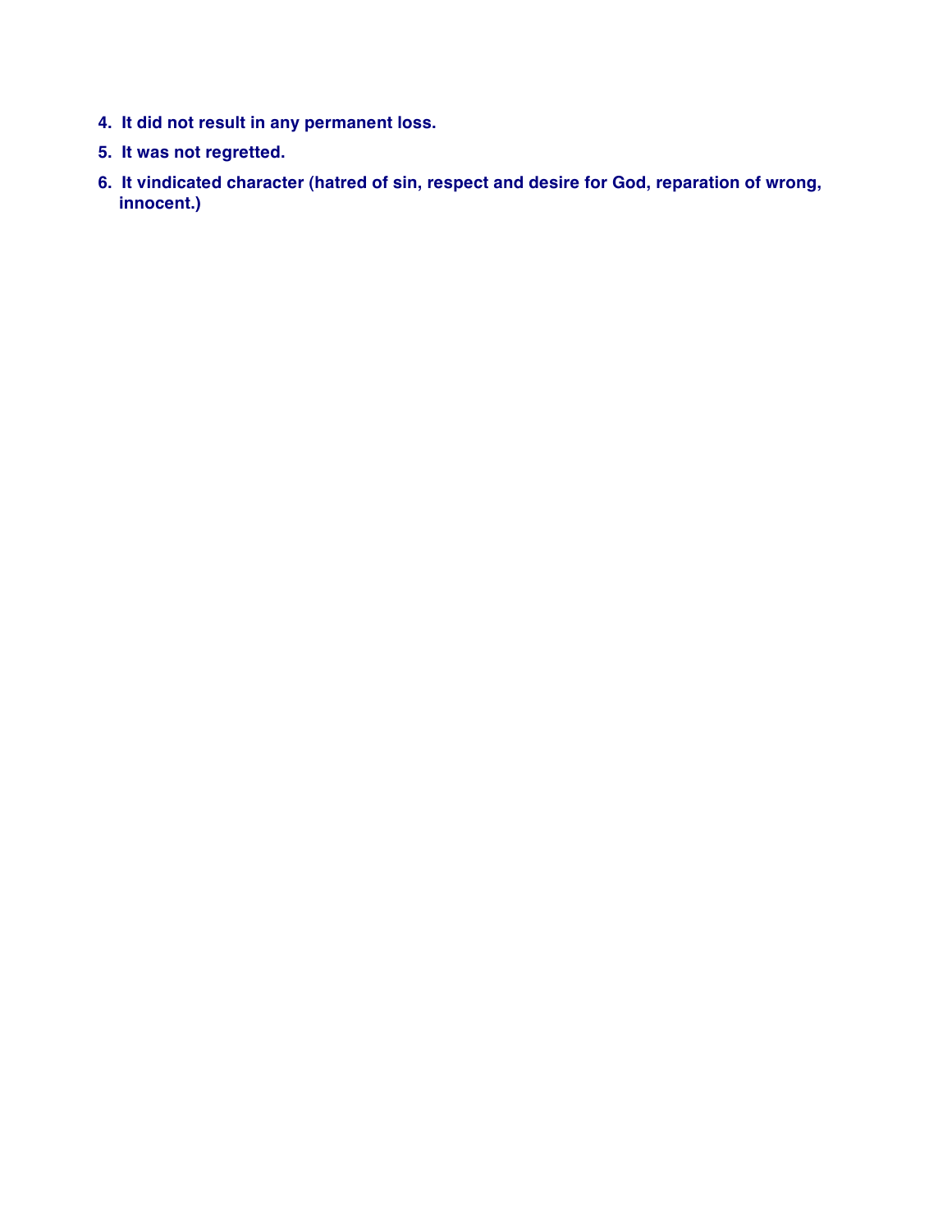4. **It did not result in any permanent loss.**
5. **It was not regretted.**
6. **It vindicated character (hatred of sin, respect and desire for God, reparation of wrong, innocent.)**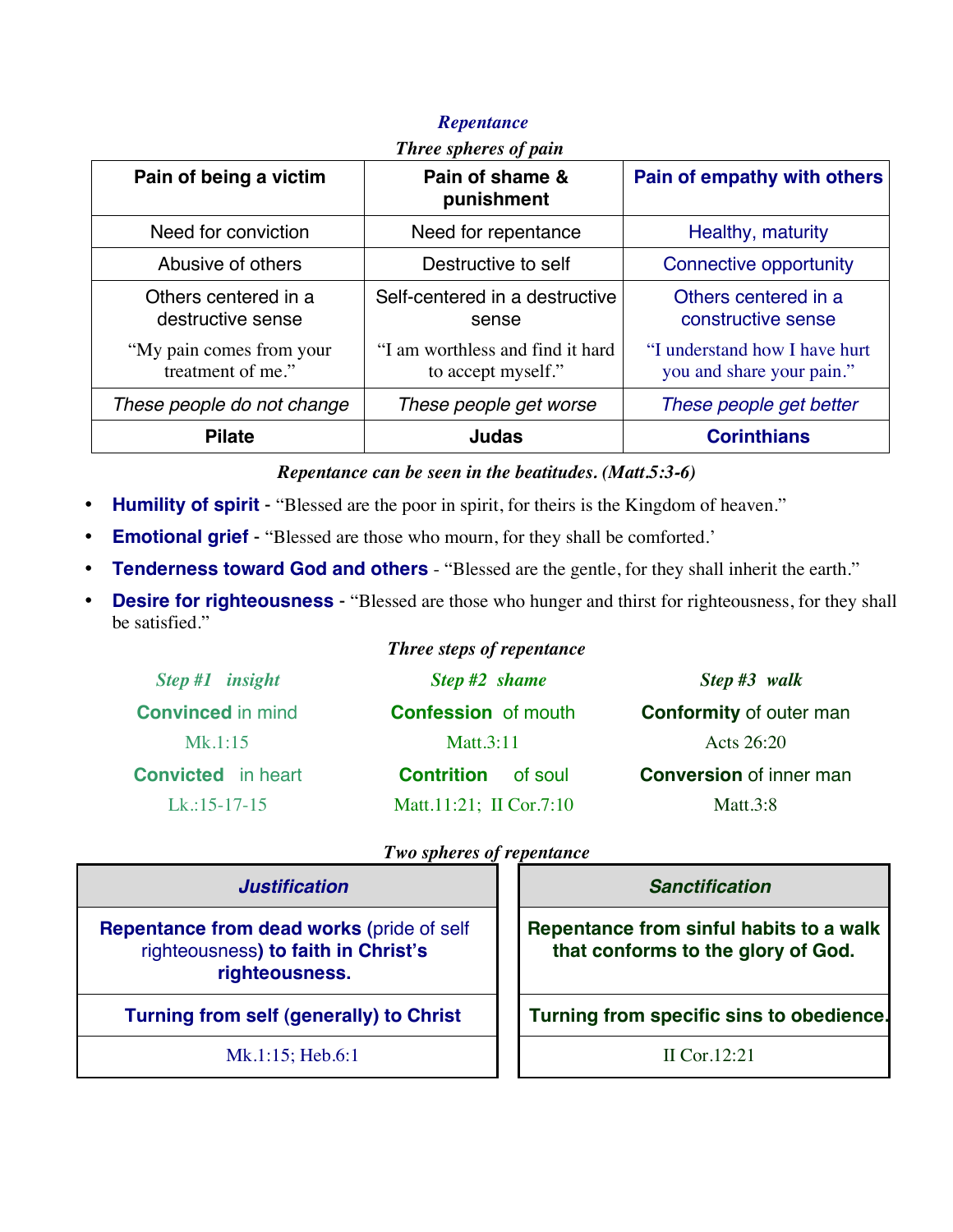## *Repentance*

### *Three spheres of pain*

| Pain of being a victim | Pain of shame & punishment | Pain of empathy with others |
|---|---|---|
| Need for conviction | Need for repentance | Healthy, maturity |
| Abusive of others | Destructive to self | Connective opportunity |
| Others centered in a destructive sense<br>"My pain comes from your treatment of me." | Self-centered in a destructive sense<br>"I am worthless and find it hard to accept myself." | Others centered in a constructive sense<br>"I understand how I have hurt you and share your pain." |
| *These people do not change* | *These people get worse* | *These people get better* |
| **Pilate** | **Judas** | **Corinthians** |

***Repentance can be seen in the beatitudes. (Matt.5:3-6)***

- **Humility of spirit** - "Blessed are the poor in spirit, for theirs is the Kingdom of heaven."
- **Emotional grief** - "Blessed are those who mourn, for they shall be comforted.'
- **Tenderness toward God and others** - "Blessed are the gentle, for they shall inherit the earth."
- **Desire for righteousness** - "Blessed are those who hunger and thirst for righteousness, for they shall be satisfied."

### *Three steps of repentance*

| *Step #1 insight* | *Step #2 shame* | *Step #3 walk* |
|---|---|---|
| **Convinced** in mind | **Confession** of mouth | **Conformity** of outer man |
| Mk.1:15 | Matt.3:11 | Acts 26:20 |
| **Convicted** in heart | **Contrition** of soul | **Conversion** of inner man |
| Lk.:15-17-15 | Matt.11:21; II Cor.7:10 | Matt.3:8 |

### *Two spheres of repentance*

| *Justification* | *Sanctification* |
|---|---|
| **Repentance from dead works** (pride of self righteousness) **to faith in Christ's righteousness.** | **Repentance from sinful habits to a walk that conforms to the glory of God.** |
| **Turning from self (generally) to Christ** | **Turning from specific sins to obedience.** |
| Mk.1:15; Heb.6:1 | II Cor.12:21 |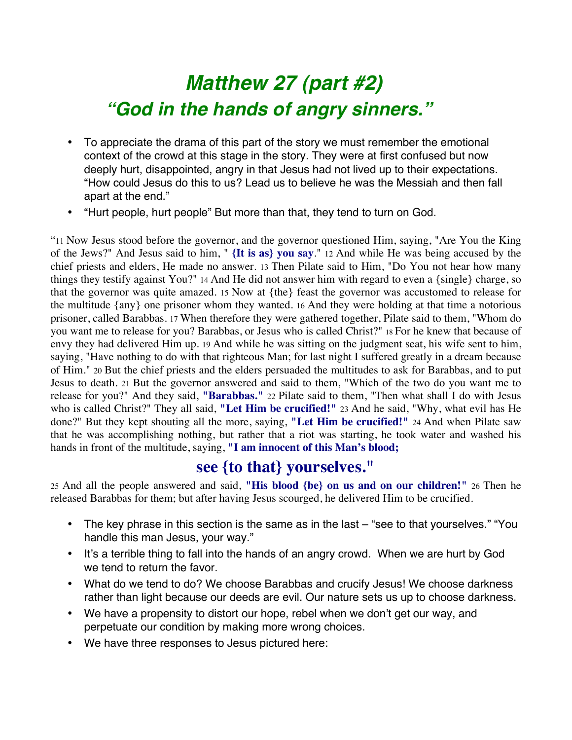# *Matthew 27 (part #2)*
# *"God in the hands of angry sinners."*

- To appreciate the drama of this part of the story we must remember the emotional context of the crowd at this stage in the story. They were at first confused but now deeply hurt, disappointed, angry in that Jesus had not lived up to their expectations. "How could Jesus do this to us? Lead us to believe he was the Messiah and then fall apart at the end."
- "Hurt people, hurt people" But more than that, they tend to turn on God.

"11 Now Jesus stood before the governor, and the governor questioned Him, saying, "Are You the King of the Jews?" And Jesus said to him, " **{It is as} you say**." 12 And while He was being accused by the chief priests and elders, He made no answer. 13 Then Pilate said to Him, "Do You not hear how many things they testify against You?" 14 And He did not answer him with regard to even a {single} charge, so that the governor was quite amazed. 15 Now at {the} feast the governor was accustomed to release for the multitude {any} one prisoner whom they wanted. 16 And they were holding at that time a notorious prisoner, called Barabbas. 17 When therefore they were gathered together, Pilate said to them, "Whom do you want me to release for you? Barabbas, or Jesus who is called Christ?" 18 For he knew that because of envy they had delivered Him up. 19 And while he was sitting on the judgment seat, his wife sent to him, saying, "Have nothing to do with that righteous Man; for last night I suffered greatly in a dream because of Him." 20 But the chief priests and the elders persuaded the multitudes to ask for Barabbas, and to put Jesus to death. 21 But the governor answered and said to them, "Which of the two do you want me to release for you?" And they said, **"Barabbas."** 22 Pilate said to them, "Then what shall I do with Jesus who is called Christ?" They all said, **"Let Him be crucified!"** 23 And he said, "Why, what evil has He done?" But they kept shouting all the more, saying, **"Let Him be crucified!"** 24 And when Pilate saw that he was accomplishing nothing, but rather that a riot was starting, he took water and washed his hands in front of the multitude, saying, **"I am innocent of this Man's blood;**

## **see {to that} yourselves."**

25 And all the people answered and said, **"His blood {be} on us and on our children!"** 26 Then he released Barabbas for them; but after having Jesus scourged, he delivered Him to be crucified.

- The key phrase in this section is the same as in the last – "see to that yourselves." "You handle this man Jesus, your way."
- It's a terrible thing to fall into the hands of an angry crowd. When we are hurt by God we tend to return the favor.
- What do we tend to do? We choose Barabbas and crucify Jesus! We choose darkness rather than light because our deeds are evil. Our nature sets us up to choose darkness.
- We have a propensity to distort our hope, rebel when we don't get our way, and perpetuate our condition by making more wrong choices.
- We have three responses to Jesus pictured here: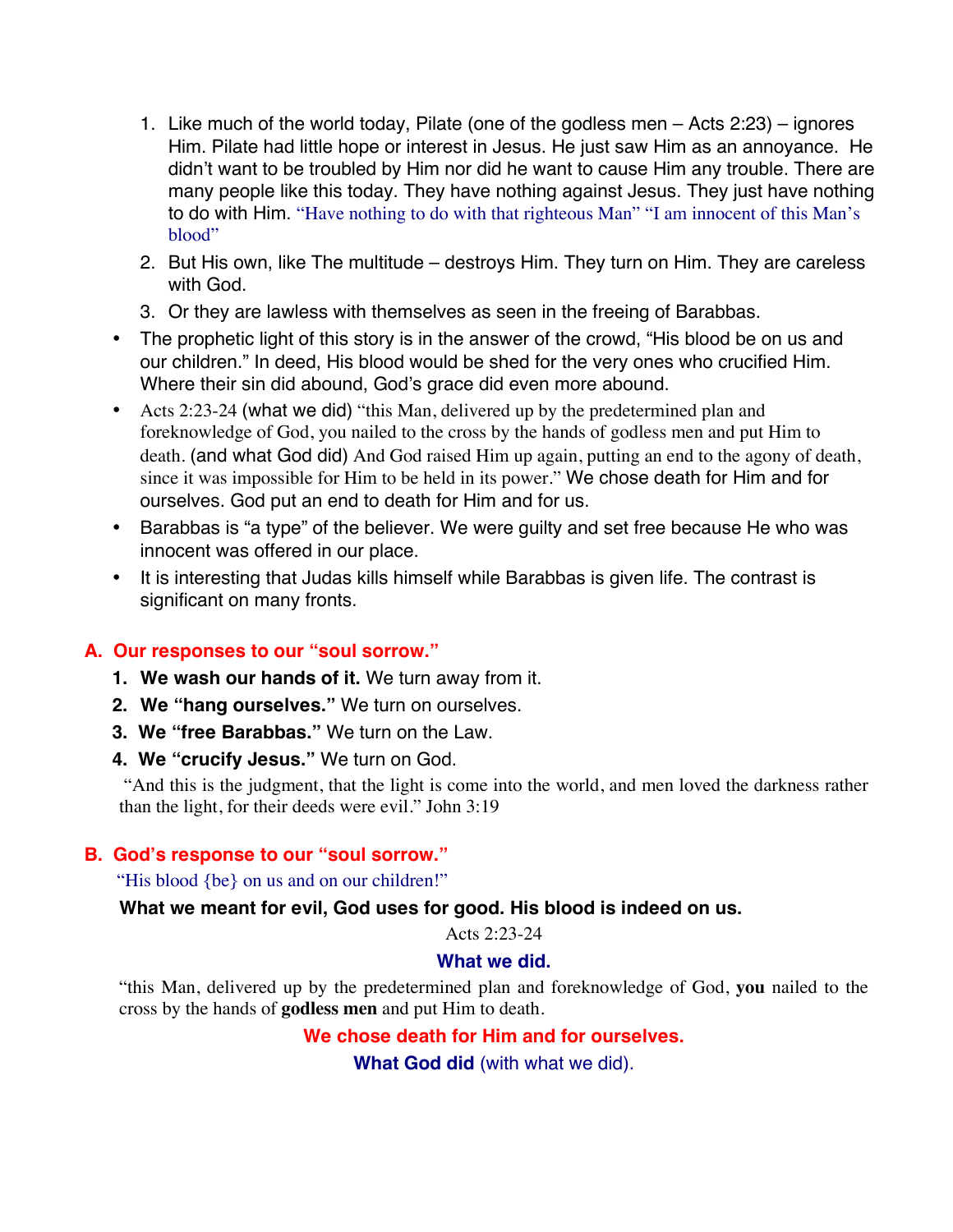1. Like much of the world today, Pilate (one of the godless men – Acts 2:23) – ignores Him. Pilate had little hope or interest in Jesus. He just saw Him as an annoyance. He didn't want to be troubled by Him nor did he want to cause Him any trouble. There are many people like this today. They have nothing against Jesus. They just have nothing to do with Him. "Have nothing to do with that righteous Man" "I am innocent of this Man's blood"
2. But His own, like The multitude – destroys Him. They turn on Him. They are careless with God.
3. Or they are lawless with themselves as seen in the freeing of Barabbas.

- The prophetic light of this story is in the answer of the crowd, "His blood be on us and our children." In deed, His blood would be shed for the very ones who crucified Him. Where their sin did abound, God's grace did even more abound.
- Acts 2:23-24 (what we did) "this Man, delivered up by the predetermined plan and foreknowledge of God, you nailed to the cross by the hands of godless men and put Him to death. (and what God did) And God raised Him up again, putting an end to the agony of death, since it was impossible for Him to be held in its power." We chose death for Him and for ourselves. God put an end to death for Him and for us.
- Barabbas is "a type" of the believer. We were guilty and set free because He who was innocent was offered in our place.
- It is interesting that Judas kills himself while Barabbas is given life. The contrast is significant on many fronts.

## A. Our responses to our "soul sorrow."

1. **We wash our hands of it.** We turn away from it.
2. **We "hang ourselves."** We turn on ourselves.
3. **We "free Barabbas."** We turn on the Law.
4. **We "crucify Jesus."** We turn on God.

"And this is the judgment, that the light is come into the world, and men loved the darkness rather than the light, for their deeds were evil." John 3:19

## B. God's response to our "soul sorrow."

"His blood {be} on us and on our children!"

**What we meant for evil, God uses for good. His blood is indeed on us.**

Acts 2:23-24

**What we did.**

"this Man, delivered up by the predetermined plan and foreknowledge of God, **you** nailed to the cross by the hands of **godless men** and put Him to death.

**We chose death for Him and for ourselves.**

**What God did** (with what we did).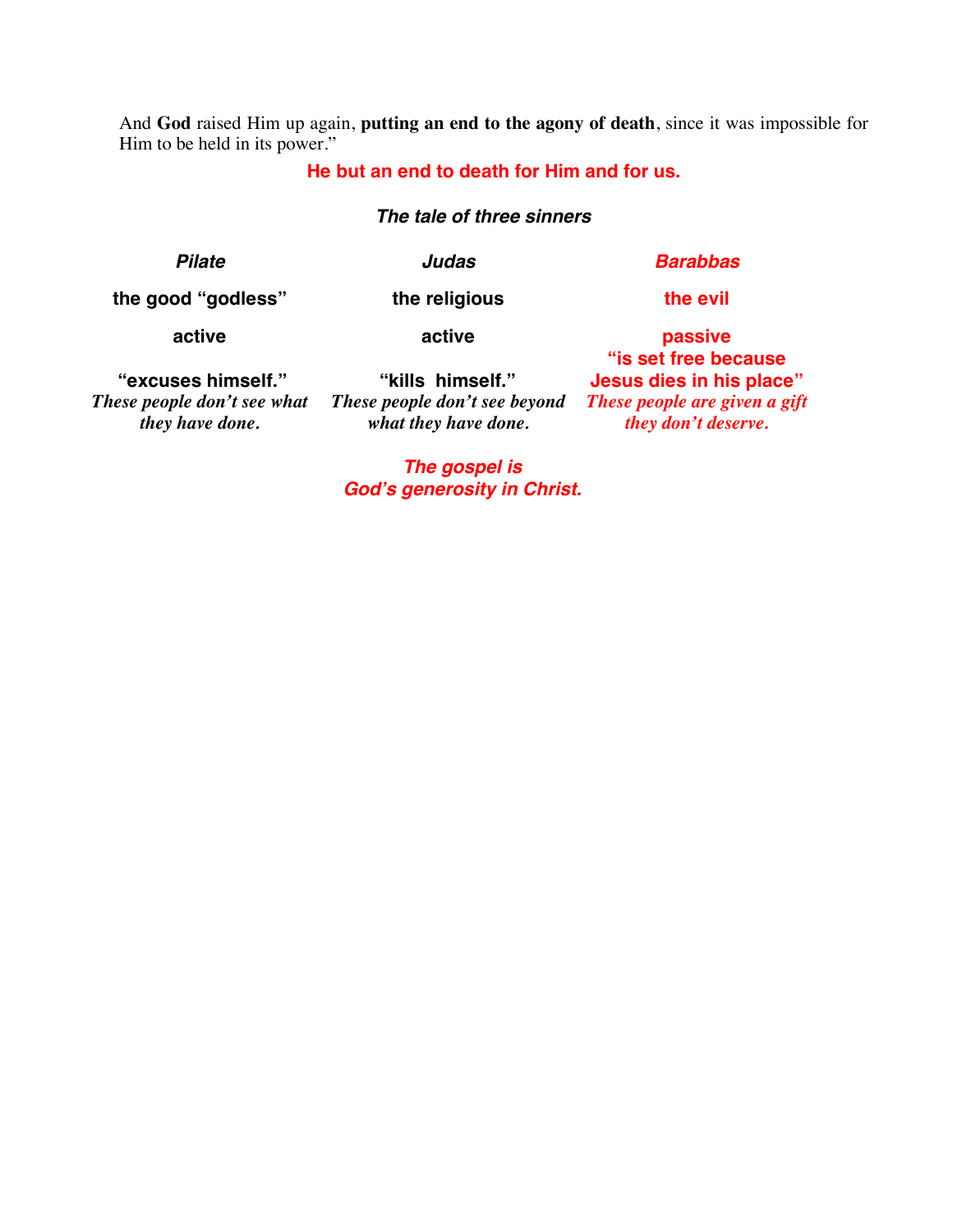And **God** raised Him up again, **putting an end to the agony of death**, since it was impossible for Him to be held in its power."

**He but an end to death for Him and for us.**

***The tale of three sinners***

| ***Pilate*** | ***Judas*** | ***Barabbas*** |
|---|---|---|
| **the good "godless"** | **the religious** | **the evil** |
| **active** | **active** | **passive** |
| **"excuses himself."** *These people don't see what they have done.* | **"kills himself."** *These people don't see beyond what they have done.* | **"is set free because Jesus dies in his place"** *These people are given a gift they don't deserve.* |

***The gospel is God's generosity in Christ.***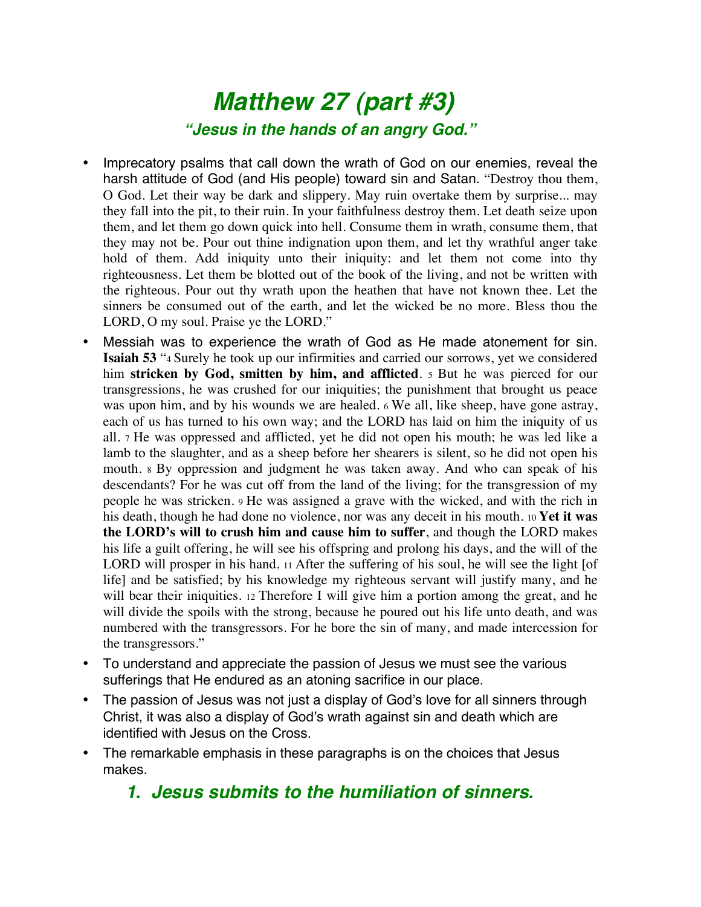# *Matthew 27 (part #3)*

### *"Jesus in the hands of an angry God."*

- Imprecatory psalms that call down the wrath of God on our enemies, reveal the harsh attitude of God (and His people) toward sin and Satan. "Destroy thou them, O God. Let their way be dark and slippery. May ruin overtake them by surprise... may they fall into the pit, to their ruin. In your faithfulness destroy them. Let death seize upon them, and let them go down quick into hell. Consume them in wrath, consume them, that they may not be. Pour out thine indignation upon them, and let thy wrathful anger take hold of them. Add iniquity unto their iniquity: and let them not come into thy righteousness. Let them be blotted out of the book of the living, and not be written with the righteous. Pour out thy wrath upon the heathen that have not known thee. Let the sinners be consumed out of the earth, and let the wicked be no more. Bless thou the LORD, O my soul. Praise ye the LORD."
- Messiah was to experience the wrath of God as He made atonement for sin. **Isaiah 53** "4 Surely he took up our infirmities and carried our sorrows, yet we considered him **stricken by God, smitten by him, and afflicted**. 5 But he was pierced for our transgressions, he was crushed for our iniquities; the punishment that brought us peace was upon him, and by his wounds we are healed. 6 We all, like sheep, have gone astray, each of us has turned to his own way; and the LORD has laid on him the iniquity of us all. 7 He was oppressed and afflicted, yet he did not open his mouth; he was led like a lamb to the slaughter, and as a sheep before her shearers is silent, so he did not open his mouth. 8 By oppression and judgment he was taken away. And who can speak of his descendants? For he was cut off from the land of the living; for the transgression of my people he was stricken. 9 He was assigned a grave with the wicked, and with the rich in his death, though he had done no violence, nor was any deceit in his mouth. 10 **Yet it was the LORD's will to crush him and cause him to suffer**, and though the LORD makes his life a guilt offering, he will see his offspring and prolong his days, and the will of the LORD will prosper in his hand. 11 After the suffering of his soul, he will see the light [of life] and be satisfied; by his knowledge my righteous servant will justify many, and he will bear their iniquities. 12 Therefore I will give him a portion among the great, and he will divide the spoils with the strong, because he poured out his life unto death, and was numbered with the transgressors. For he bore the sin of many, and made intercession for the transgressors."
- To understand and appreciate the passion of Jesus we must see the various sufferings that He endured as an atoning sacrifice in our place.
- The passion of Jesus was not just a display of God's love for all sinners through Christ, it was also a display of God's wrath against sin and death which are identified with Jesus on the Cross.
- The remarkable emphasis in these paragraphs is on the choices that Jesus makes.

### *1. Jesus submits to the humiliation of sinners.*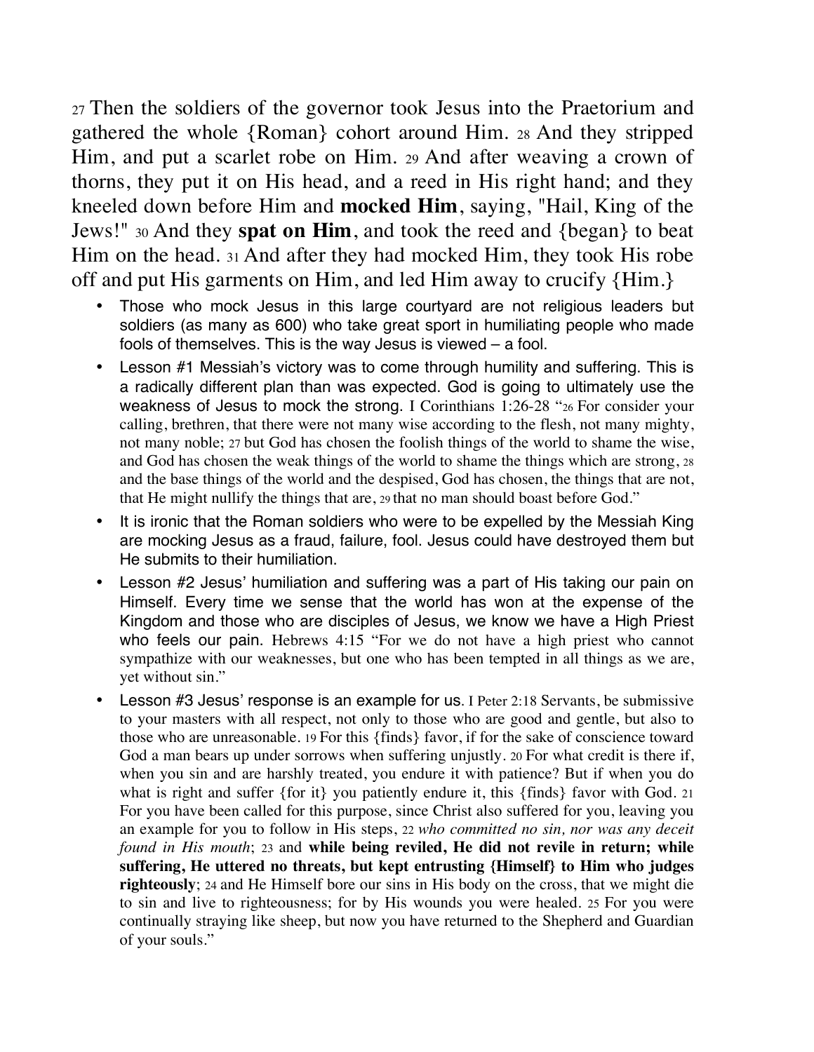27 Then the soldiers of the governor took Jesus into the Praetorium and gathered the whole {Roman} cohort around Him. 28 And they stripped Him, and put a scarlet robe on Him. 29 And after weaving a crown of thorns, they put it on His head, and a reed in His right hand; and they kneeled down before Him and **mocked Him**, saying, "Hail, King of the Jews!" 30 And they **spat on Him**, and took the reed and {began} to beat Him on the head. 31 And after they had mocked Him, they took His robe off and put His garments on Him, and led Him away to crucify {Him.}

- Those who mock Jesus in this large courtyard are not religious leaders but soldiers (as many as 600) who take great sport in humiliating people who made fools of themselves. This is the way Jesus is viewed – a fool.
- Lesson #1 Messiah's victory was to come through humility and suffering. This is a radically different plan than was expected. God is going to ultimately use the weakness of Jesus to mock the strong. I Corinthians 1:26-28 "26 For consider your calling, brethren, that there were not many wise according to the flesh, not many mighty, not many noble; 27 but God has chosen the foolish things of the world to shame the wise, and God has chosen the weak things of the world to shame the things which are strong, 28 and the base things of the world and the despised, God has chosen, the things that are not, that He might nullify the things that are, 29 that no man should boast before God."
- It is ironic that the Roman soldiers who were to be expelled by the Messiah King are mocking Jesus as a fraud, failure, fool. Jesus could have destroyed them but He submits to their humiliation.
- Lesson #2 Jesus' humiliation and suffering was a part of His taking our pain on Himself. Every time we sense that the world has won at the expense of the Kingdom and those who are disciples of Jesus, we know we have a High Priest who feels our pain. Hebrews 4:15 "For we do not have a high priest who cannot sympathize with our weaknesses, but one who has been tempted in all things as we are, yet without sin."
- Lesson #3 Jesus' response is an example for us. I Peter 2:18 Servants, be submissive to your masters with all respect, not only to those who are good and gentle, but also to those who are unreasonable. 19 For this {finds} favor, if for the sake of conscience toward God a man bears up under sorrows when suffering unjustly. 20 For what credit is there if, when you sin and are harshly treated, you endure it with patience? But if when you do what is right and suffer {for it} you patiently endure it, this {finds} favor with God. 21 For you have been called for this purpose, since Christ also suffered for you, leaving you an example for you to follow in His steps, 22 *who committed no sin, nor was any deceit found in His mouth*; 23 and **while being reviled, He did not revile in return; while suffering, He uttered no threats, but kept entrusting {Himself} to Him who judges righteously**; 24 and He Himself bore our sins in His body on the cross, that we might die to sin and live to righteousness; for by His wounds you were healed. 25 For you were continually straying like sheep, but now you have returned to the Shepherd and Guardian of your souls."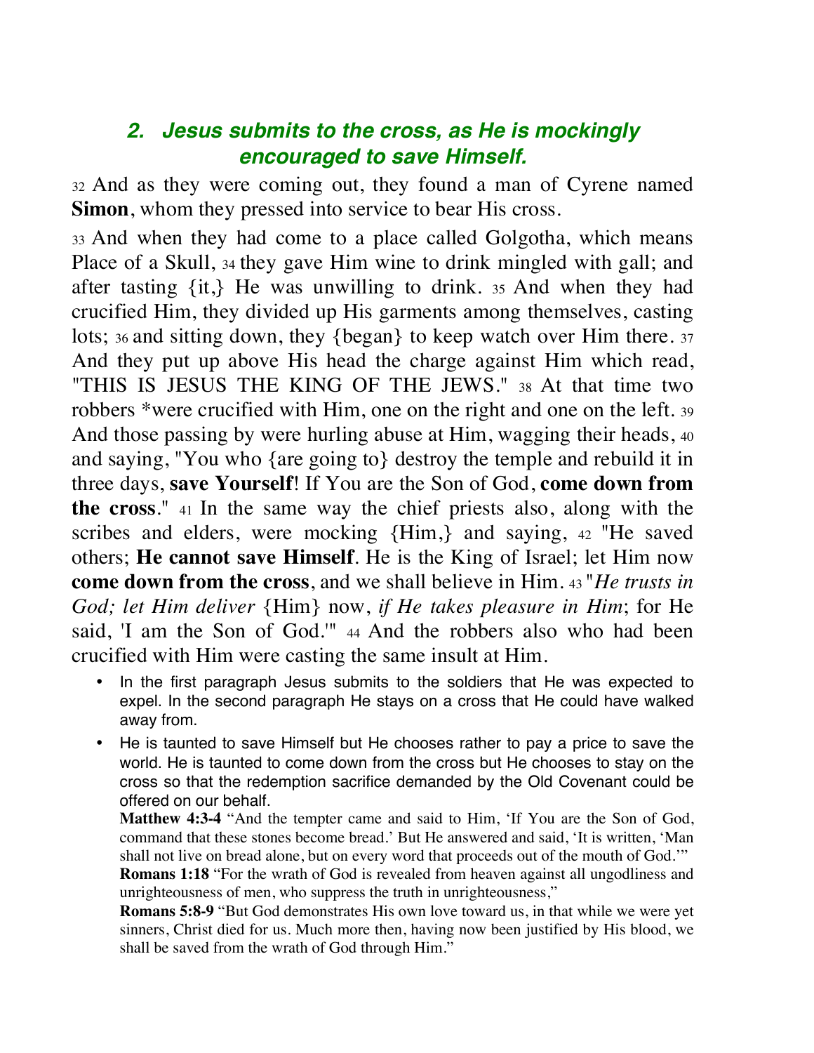## *2. Jesus submits to the cross, as He is mockingly encouraged to save Himself.*

32 And as they were coming out, they found a man of Cyrene named **Simon**, whom they pressed into service to bear His cross.

33 And when they had come to a place called Golgotha, which means Place of a Skull, 34 they gave Him wine to drink mingled with gall; and after tasting {it,} He was unwilling to drink. 35 And when they had crucified Him, they divided up His garments among themselves, casting lots; 36 and sitting down, they {began} to keep watch over Him there. 37 And they put up above His head the charge against Him which read, "THIS IS JESUS THE KING OF THE JEWS." 38 At that time two robbers *were crucified with Him, one on the right and one on the left. 39 And those passing by were hurling abuse at Him, wagging their heads, 40 and saying, "You who {are going to} destroy the temple and rebuild it in three days, **save Yourself**! If You are the Son of God, **come down from the cross**." 41 In the same way the chief priests also, along with the scribes and elders, were mocking {Him,} and saying, 42 "He saved others; **He cannot save Himself**. He is the King of Israel; let Him now **come down from the cross**, and we shall believe in Him. 43 "*He trusts in God; let Him deliver* {Him} now, *if He takes pleasure in Him*; for He said, 'I am the Son of God.'" 44 And the robbers also who had been crucified with Him were casting the same insult at Him.

- In the first paragraph Jesus submits to the soldiers that He was expected to expel. In the second paragraph He stays on a cross that He could have walked away from.
- He is taunted to save Himself but He chooses rather to pay a price to save the world. He is taunted to come down from the cross but He chooses to stay on the cross so that the redemption sacrifice demanded by the Old Covenant could be offered on our behalf.

  **Matthew 4:3-4** "And the tempter came and said to Him, 'If You are the Son of God, command that these stones become bread.' But He answered and said, 'It is written, 'Man shall not live on bread alone, but on every word that proceeds out of the mouth of God.'"

  **Romans 1:18** "For the wrath of God is revealed from heaven against all ungodliness and unrighteousness of men, who suppress the truth in unrighteousness,"

  **Romans 5:8-9** "But God demonstrates His own love toward us, in that while we were yet sinners, Christ died for us. Much more then, having now been justified by His blood, we shall be saved from the wrath of God through Him."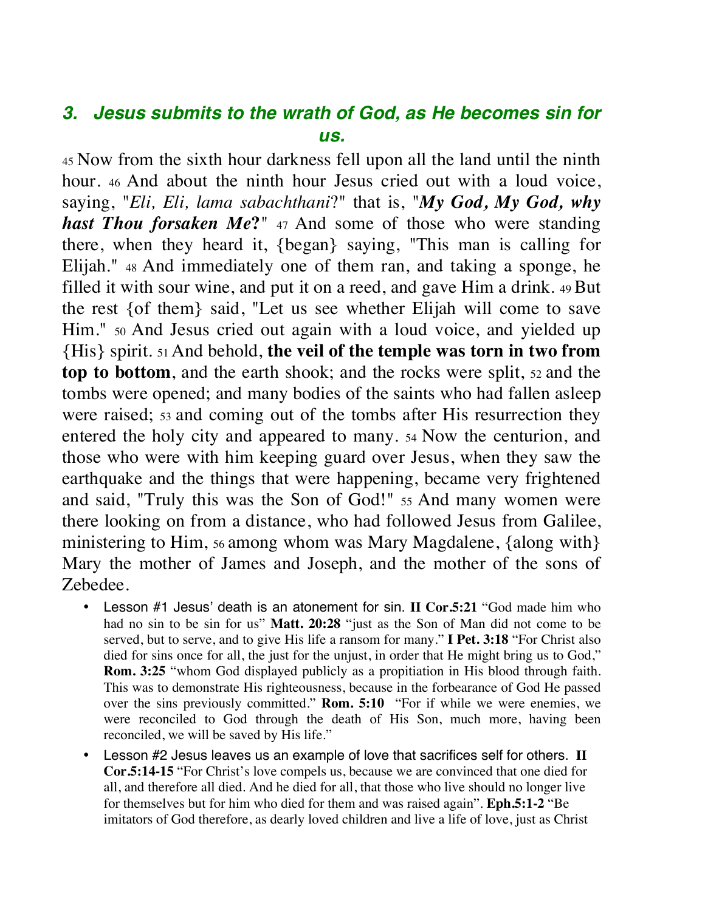### *3. Jesus submits to the wrath of God, as He becomes sin for us.*

45 Now from the sixth hour darkness fell upon all the land until the ninth hour. 46 And about the ninth hour Jesus cried out with a loud voice, saying, "*Eli, Eli, lama sabachthani*?" that is, "***My God, My God, why hast Thou forsaken Me*?**" 47 And some of those who were standing there, when they heard it, {began} saying, "This man is calling for Elijah." 48 And immediately one of them ran, and taking a sponge, he filled it with sour wine, and put it on a reed, and gave Him a drink. 49 But the rest {of them} said, "Let us see whether Elijah will come to save Him." 50 And Jesus cried out again with a loud voice, and yielded up {His} spirit. 51 And behold, **the veil of the temple was torn in two from top to bottom**, and the earth shook; and the rocks were split, 52 and the tombs were opened; and many bodies of the saints who had fallen asleep were raised; 53 and coming out of the tombs after His resurrection they entered the holy city and appeared to many. 54 Now the centurion, and those who were with him keeping guard over Jesus, when they saw the earthquake and the things that were happening, became very frightened and said, "Truly this was the Son of God!" 55 And many women were there looking on from a distance, who had followed Jesus from Galilee, ministering to Him, 56 among whom was Mary Magdalene, {along with} Mary the mother of James and Joseph, and the mother of the sons of Zebedee.

- Lesson #1 Jesus' death is an atonement for sin. **II Cor.5:21** "God made him who had no sin to be sin for us" **Matt. 20:28** "just as the Son of Man did not come to be served, but to serve, and to give His life a ransom for many." **I Pet. 3:18** "For Christ also died for sins once for all, the just for the unjust, in order that He might bring us to God," **Rom. 3:25** "whom God displayed publicly as a propitiation in His blood through faith. This was to demonstrate His righteousness, because in the forbearance of God He passed over the sins previously committed." **Rom. 5:10** "For if while we were enemies, we were reconciled to God through the death of His Son, much more, having been reconciled, we will be saved by His life."
- Lesson #2 Jesus leaves us an example of love that sacrifices self for others. **II Cor.5:14-15** "For Christ's love compels us, because we are convinced that one died for all, and therefore all died. And he died for all, that those who live should no longer live for themselves but for him who died for them and was raised again". **Eph.5:1-2** "Be imitators of God therefore, as dearly loved children and live a life of love, just as Christ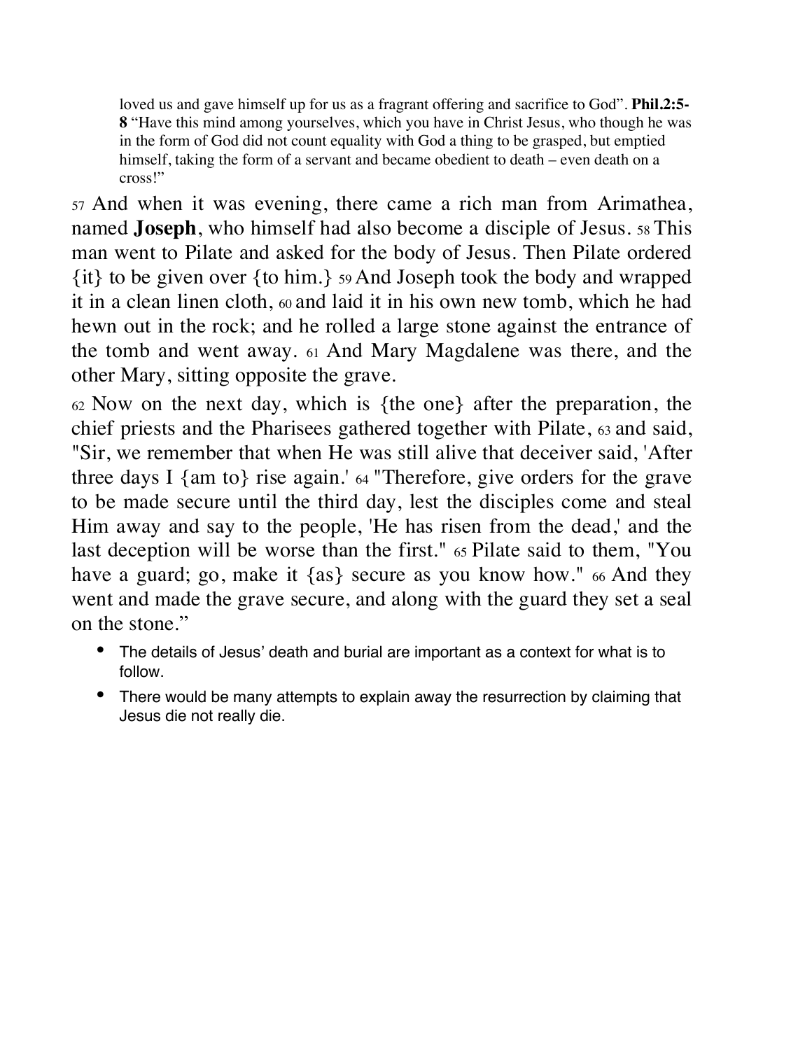loved us and gave himself up for us as a fragrant offering and sacrifice to God". **Phil.2:5-8** "Have this mind among yourselves, which you have in Christ Jesus, who though he was in the form of God did not count equality with God a thing to be grasped, but emptied himself, taking the form of a servant and became obedient to death – even death on a cross!"

57 And when it was evening, there came a rich man from Arimathea, named **Joseph**, who himself had also become a disciple of Jesus. 58 This man went to Pilate and asked for the body of Jesus. Then Pilate ordered {it} to be given over {to him.} 59 And Joseph took the body and wrapped it in a clean linen cloth, 60 and laid it in his own new tomb, which he had hewn out in the rock; and he rolled a large stone against the entrance of the tomb and went away. 61 And Mary Magdalene was there, and the other Mary, sitting opposite the grave.

62 Now on the next day, which is {the one} after the preparation, the chief priests and the Pharisees gathered together with Pilate, 63 and said, "Sir, we remember that when He was still alive that deceiver said, 'After three days I {am to} rise again.' 64 "Therefore, give orders for the grave to be made secure until the third day, lest the disciples come and steal Him away and say to the people, 'He has risen from the dead,' and the last deception will be worse than the first." 65 Pilate said to them, "You have a guard; go, make it {as} secure as you know how." 66 And they went and made the grave secure, and along with the guard they set a seal on the stone."

- The details of Jesus' death and burial are important as a context for what is to follow.
- There would be many attempts to explain away the resurrection by claiming that Jesus die not really die.